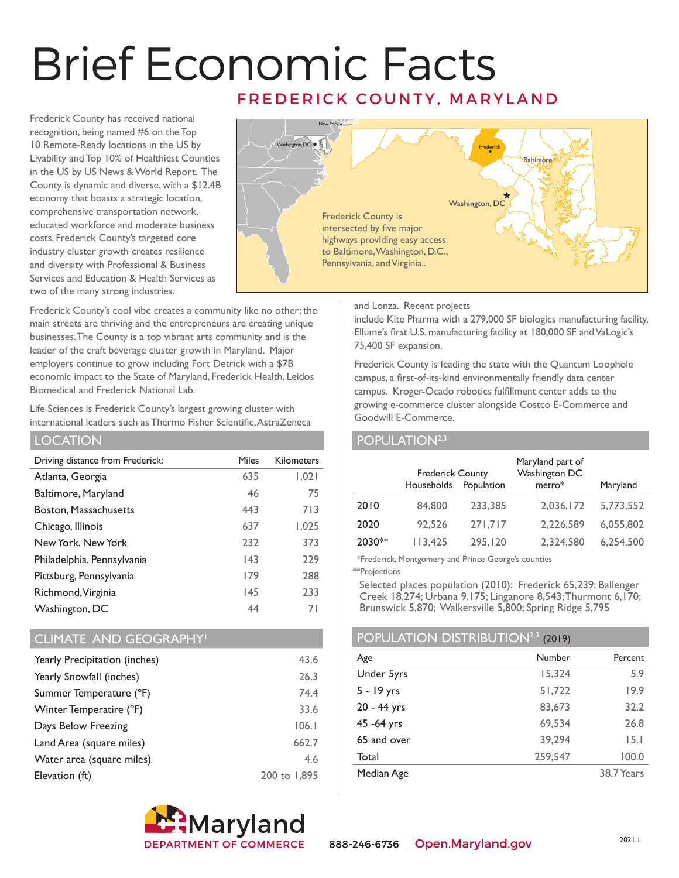# Brief Economic Facts

## FREDERICK COUNTY, MARYLAND

Frederick County has received national recognition, being named #6 on the Top 10 Remote-Ready locations in the US by Livability and Top 10% of Healthiest Counties in the US by US News & World Report. The County is dynamic and diverse, with a $12.4B economy that boasts a strategic location, comprehensive transportation network, educated workforce and moderate business costs. Frederick County's targeted core industry cluster growth creates resilience and diversity with Professional & Business Services and Education & Health Services as two of the many strong industries.

Frederick County is intersected by five major highways providing easy access to Baltimore, Washington, D.C., Pennsylvania, and Virginia..

Frederick County's cool vibe creates a community like no other; the main streets are thriving and the entrepreneurs are creating unique businesses. The County is a top vibrant arts community and is the leader of the craft beverage cluster growth in Maryland. Major employers continue to grow including Fort Detrick with a $7B economic impact to the State of Maryland, Frederick Health, Leidos Biomedical and Frederick National Lab.

Life Sciences is Frederick County's largest growing cluster with international leaders such as Thermo Fisher Scientific, AstraZeneca and Lonza. Recent projects include Kite Pharma with a 279,000 SF biologics manufacturing facility, Ellume's first U.S. manufacturing facility at 180,000 SF and VaLogic's 75,400 SF expansion.

Frederick County is leading the state with the Quantum Loophole campus, a first-of-its-kind environmentally friendly data center campus. Kroger-Ocado robotics fulfillment center adds to the growing e-commerce cluster alongside Costco E-Commerce and Goodwill E-Commerce.

## LOCATION

| Driving distance from Frederick: | Miles | Kilometers |
|---|---|---|
| Atlanta, Georgia | 635 | 1,021 |
| Baltimore, Maryland | 46 | 75 |
| Boston, Massachusetts | 443 | 713 |
| Chicago, Illinois | 637 | 1,025 |
| New York, New York | 232 | 373 |
| Philadelphia, Pennsylvania | 143 | 229 |
| Pittsburg, Pennsylvania | 179 | 288 |
| Richmond, Virginia | 145 | 233 |
| Washington, DC | 44 | 71 |

## CLIMATE AND GEOGRAPHY[1]

| | |
|---|---|
| Yearly Precipitation (inches) | 43.6 |
| Yearly Snowfall (inches) | 26.3 |
| Summer Temperature (°F) | 74.4 |
| Winter Temperatire (°F) | 33.6 |
| Days Below Freezing | 106.1 |
| Land Area (square miles) | 662.7 |
| Water area (square miles) | 4.6 |
| Elevation (ft) | 200 to 1,895 |

## POPULATION[2,3]

| | Frederick County Households | Frederick County Population | Maryland part of Washington DC metro* | Maryland |
|---|---|---|---|---|
| 2010 | 84,800 | 233,385 | 2,036,172 | 5,773,552 |
| 2020 | 92,526 | 271,717 | 2,226,589 | 6,055,802 |
| 2030** | 113,425 | 295,120 | 2,324,580 | 6,254,500 |

*Frederick, Montgomery and Prince George's counties

**Projections

Selected places population (2010): Frederick 65,239; Ballenger Creek 18,274; Urbana 9,175; Linganore 8,543; Thurmont 6,170; Brunswick 5,870; Walkersville 5,800; Spring Ridge 5,795

## POPULATION DISTRIBUTION[2,3] (2019)

| Age | Number | Percent |
|---|---|---|
| Under 5yrs | 15,324 | 5.9 |
| 5 - 19 yrs | 51,722 | 19.9 |
| 20 - 44 yrs | 83,673 | 32.2 |
| 45 -64 yrs | 69,534 | 26.8 |
| 65 and over | 39,294 | 15.1 |
| Total | 259,547 | 100.0 |
| Median Age | | 38.7 Years |

Maryland DEPARTMENT OF COMMERCE

888-246-6736 | Open.Maryland.gov

2021.1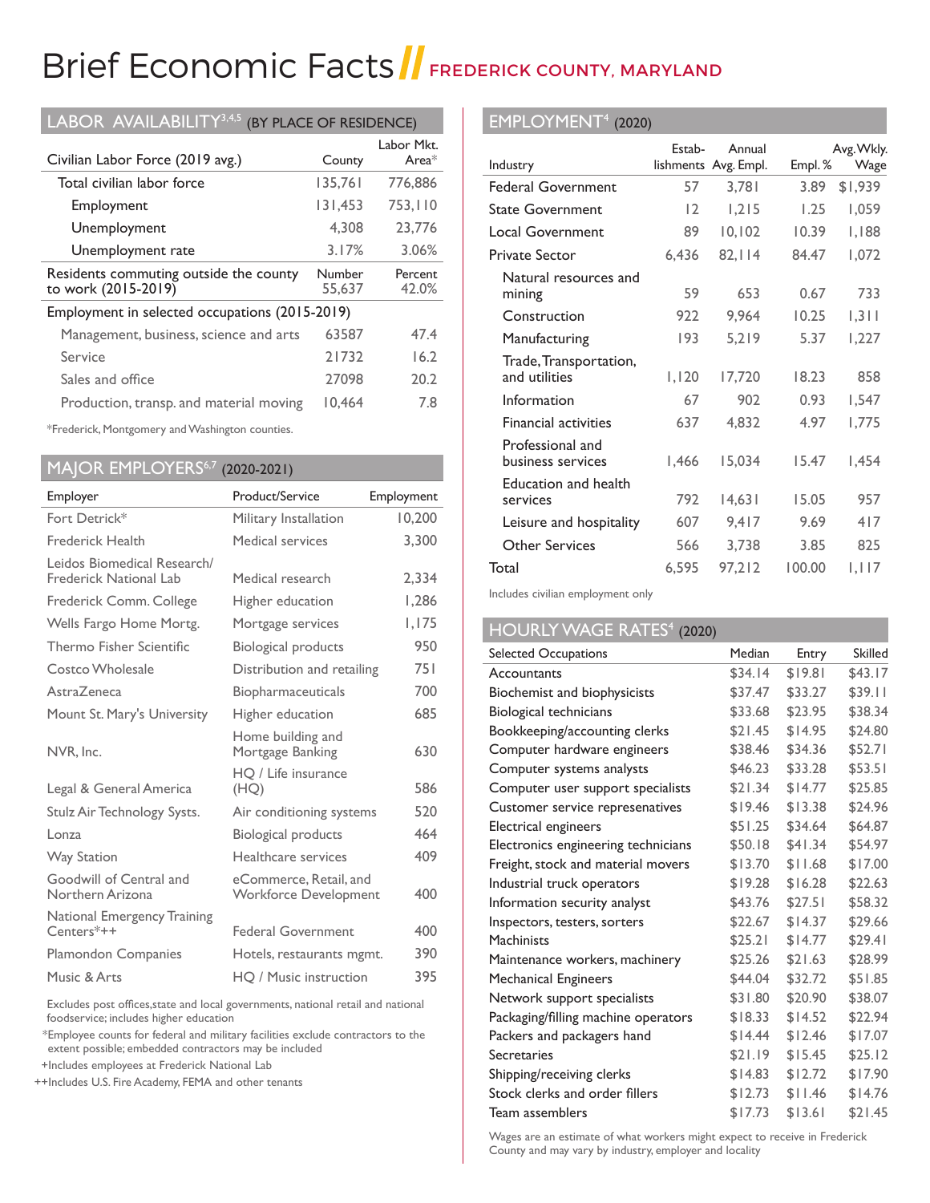# Brief Economic Facts // FREDERICK COUNTY, MARYLAND

## LABOR AVAILABILITY[3,4,5] (BY PLACE OF RESIDENCE)

| Civilian Labor Force (2019 avg.) | County | Labor Mkt. Area* |
|---|---|---|
| Total civilian labor force | 135,761 | 776,886 |
| Employment | 131,453 | 753,110 |
| Unemployment | 4,308 | 23,776 |
| Unemployment rate | 3.17% | 3.06% |

| Residents commuting outside the county to work (2015-2019) | Number | Percent |
|---|---|---|
| | 55,637 | 42.0% |

| Employment in selected occupations (2015-2019) | | |
|---|---|---|
| Management, business, science and arts | 63587 | 47.4 |
| Service | 21732 | 16.2 |
| Sales and office | 27098 | 20.2 |
| Production, transp. and material moving | 10,464 | 7.8 |

*Frederick, Montgomery and Washington counties.

## MAJOR EMPLOYERS[6,7] (2020-2021)

| Employer | Product/Service | Employment |
|---|---|---|
| Fort Detrick* | Military Installation | 10,200 |
| Frederick Health | Medical services | 3,300 |
| Leidos Biomedical Research/ Frederick National Lab | Medical research | 2,334 |
| Frederick Comm. College | Higher education | 1,286 |
| Wells Fargo Home Mortg. | Mortgage services | 1,175 |
| Thermo Fisher Scientific | Biological products | 950 |
| Costco Wholesale | Distribution and retailing | 751 |
| AstraZeneca | Biopharmaceuticals | 700 |
| Mount St. Mary's University | Higher education | 685 |
| NVR, Inc. | Home building and Mortgage Banking | 630 |
| Legal & General America | HQ / Life insurance (HQ) | 586 |
| Stulz Air Technology Systs. | Air conditioning systems | 520 |
| Lonza | Biological products | 464 |
| Way Station | Healthcare services | 409 |
| Goodwill of Central and Northern Arizona | eCommerce, Retail, and Workforce Development | 400 |
| National Emergency Training Centers*++ | Federal Government | 400 |
| Plamondon Companies | Hotels, restaurants mgmt. | 390 |
| Music & Arts | HQ / Music instruction | 395 |

Excludes post offices,state and local governments, national retail and national foodservice; includes higher education

*Employee counts for federal and military facilities exclude contractors to the extent possible; embedded contractors may be included

+Includes employees at Frederick National Lab

++Includes U.S. Fire Academy, FEMA and other tenants

## EMPLOYMENT[4] (2020)

| Industry | Establishments | Annual Avg. Empl. | Empl. % | Avg. Wkly. Wage |
|---|---|---|---|---|
| Federal Government | 57 | 3,781 | 3.89 | $1,939 |
| State Government | 12 | 1,215 | 1.25 | 1,059 |
| Local Government | 89 | 10,102 | 10.39 | 1,188 |
| Private Sector | 6,436 | 82,114 | 84.47 | 1,072 |
| Natural resources and mining | 59 | 653 | 0.67 | 733 |
| Construction | 922 | 9,964 | 10.25 | 1,311 |
| Manufacturing | 193 | 5,219 | 5.37 | 1,227 |
| Trade, Transportation, and utilities | 1,120 | 17,720 | 18.23 | 858 |
| Information | 67 | 902 | 0.93 | 1,547 |
| Financial activities | 637 | 4,832 | 4.97 | 1,775 |
| Professional and business services | 1,466 | 15,034 | 15.47 | 1,454 |
| Education and health services | 792 | 14,631 | 15.05 | 957 |
| Leisure and hospitality | 607 | 9,417 | 9.69 | 417 |
| Other Services | 566 | 3,738 | 3.85 | 825 |
| Total | 6,595 | 97,212 | 100.00 | 1,117 |

Includes civilian employment only

## HOURLY WAGE RATES[4] (2020)

| Selected Occupations | Median | Entry | Skilled |
|---|---|---|---|
| Accountants | $34.14 | $19.81 | $43.17 |
| Biochemist and biophysicists | $37.47 | $33.27 | $39.11 |
| Biological technicians | $33.68 | $23.95 | $38.34 |
| Bookkeeping/accounting clerks | $21.45 | $14.95 | $24.80 |
| Computer hardware engineers | $38.46 | $34.36 | $52.71 |
| Computer systems analysts | $46.23 | $33.28 | $53.51 |
| Computer user support specialists | $21.34 | $14.77 | $25.85 |
| Customer service represenatives | $19.46 | $13.38 | $24.96 |
| Electrical engineers | $51.25 | $34.64 | $64.87 |
| Electronics engineering technicians | $50.18 | $41.34 | $54.97 |
| Freight, stock and material movers | $13.70 | $11.68 | $17.00 |
| Industrial truck operators | $19.28 | $16.28 | $22.63 |
| Information security analyst | $43.76 | $27.51 | $58.32 |
| Inspectors, testers, sorters | $22.67 | $14.37 | $29.66 |
| Machinists | $25.21 | $14.77 | $29.41 |
| Maintenance workers, machinery | $25.26 | $21.63 | $28.99 |
| Mechanical Engineers | $44.04 | $32.72 | $51.85 |
| Network support specialists | $31.80 | $20.90 | $38.07 |
| Packaging/filling machine operators | $18.33 | $14.52 | $22.94 |
| Packers and packagers hand | $14.44 | $12.46 | $17.07 |
| Secretaries | $21.19 | $15.45 | $25.12 |
| Shipping/receiving clerks | $14.83 | $12.72 | $17.90 |
| Stock clerks and order fillers | $12.73 | $11.46 | $14.76 |
| Team assemblers | $17.73 | $13.61 | $21.45 |

Wages are an estimate of what workers might expect to receive in Frederick County and may vary by industry, employer and locality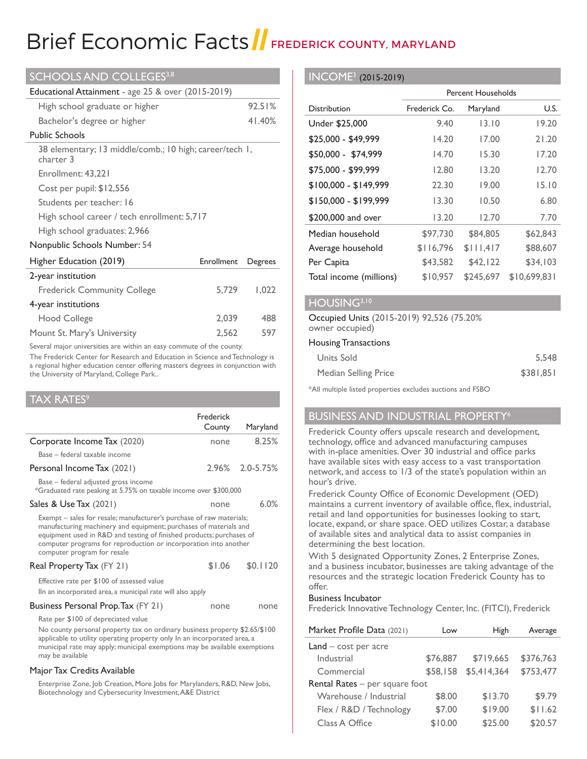# Brief Economic Facts // FREDERICK COUNTY, MARYLAND

## SCHOOLS AND COLLEGES[3,8]

**Educational Attainment** - age 25 & over (2015-2019)

| | |
|---|---|
| High school graduate or higher | 92.51% |
| Bachelor's degree or higher | 41.40% |

**Public Schools**

- 38 elementary; 13 middle/comb.; 10 high; career/tech 1, charter 3
- Enrollment: 43,221
- Cost per pupil: $12,556
- Students per teacher: 16
- High school career / tech enrollment: 5,717
- High school graduates: 2,966

**Nonpublic Schools Number:** 54

| Higher Education (2019) | Enrollment | Degrees |
|---|---|---|
| 2-year institution | | |
| Frederick Community College | 5,729 | 1,022 |
| 4-year institutions | | |
| Hood College | 2,039 | 488 |
| Mount St. Mary's University | 2,562 | 597 |

Several major universities are within an easy commute of the county.

The Frederick Center for Research and Education in Science and Technology is a regional higher education center offering masters degrees in conjunction with the University of Maryland, College Park..

## TAX RATES[9]

| | Frederick County | Maryland |
|---|---|---|
| Corporate Income Tax (2020) | none | 8.25% |
| Base – federal taxable income | | |
| Personal Income Tax (2021) | 2.96% | 2.0-5.75% |
| Base – federal adjusted gross income<br>*Graduated rate peaking at 5.75% on taxable income over $300,000 | | |
| Sales & Use Tax (2021) | none | 6.0% |
| Exempt – sales for resale; manufacturer's purchase of raw materials; manufacturing machinery and equipment; purchases of materials and equipment used in R&D and testing of finished products; purchases of computer programs for reproduction or incorporation into another computer program for resale | | |
| Real Property Tax (FY 21) | $1.06 | $0.1120 |
| Effective rate per $100 of assessed value<br>IIn an incorporated area, a municipal rate will also apply | | |
| Business Personal Prop. Tax (FY 21) | none | none |
| Rate per $100 of depreciated value<br>No county personal property tax on ordinary business property $2.65/$100 applicable to utility operating property only In an incorporated area, a municipal rate may apply; municipal exemptions may be available exemptions may be available | | |

**Major Tax Credits Available**

Enterprise Zone, Job Creation, More Jobs for Marylanders, R&D, New Jobs, Biotechnology and Cybersecurity Investment, A&E District

## INCOME[3] (2015-2019)

| | Percent Households | | |
|---|---|---|---|
| Distribution | Frederick Co. | Maryland | U.S. |
| Under $25,000 | 9.40 | 13.10 | 19.20 |
| $25,000 - $49,999 | 14.20 | 17.00 | 21.20 |
| $50,000 - $74,999 | 14.70 | 15.30 | 17.20 |
| $75,000 - $99,999 | 12.80 | 13.20 | 12.70 |
| $100,000 - $149,999 | 22.30 | 19.00 | 15.10 |
| $150,000 - $199,999 | 13.30 | 10.50 | 6.80 |
| $200,000 and over | 13.20 | 12.70 | 7.70 |
| Median household | $97,730 | $84,805 | $62,843 |
| Average household | $116,796 | $111,417 | $88,607 |
| Per Capita | $43,582 | $42,122 | $34,103 |
| Total income (millions) | $10,957 | $245,697 | $10,699,831 |

## HOUSING[3,10]

**Occupied Units** (2015-2019) 92,526 (75.20% owner occupied)

**Housing Transactions**

| | |
|---|---|
| Units Sold | 5,548 |
| Median Selling Price | $381,851 |

*All multiple listed properties excludes auctions and FSBO

## BUSINESS AND INDUSTRIAL PROPERTY[6]

Frederick County offers upscale research and development, technology, office and advanced manufacturing campuses with in-place amenities. Over 30 industrial and office parks have available sites with easy access to a vast transportation network, and access to 1/3 of the state's population within an hour's drive.

Frederick County Office of Economic Development (OED) maintains a current inventory of available office, flex, industrial, retail and land opportunities for businesses looking to start, locate, expand, or share space. OED utilizes Costar, a database of available sites and analytical data to assist companies in determining the best location.

With 5 designated Opportunity Zones, 2 Enterprise Zones, and a business incubator, businesses are taking advantage of the resources and the strategic location Frederick County has to offer.

**Business Incubator**

Frederick Innovative Technology Center, Inc. (FITCI), Frederick

| Market Profile Data (2021) | Low | High | Average |
|---|---|---|---|
| Land – cost per acre | | | |
| Industrial | $76,887 | $719,665 | $376,763 |
| Commercial | $58,158 | $5,414,364 | $753,477 |
| Rental Rates – per square foot | | | |
| Warehouse / Industrial | $8.00 | $13.70 | $9.79 |
| Flex / R&D / Technology | $7.00 | $19.00 | $11.62 |
| Class A Office | $10.00 | $25.00 | $20.57 |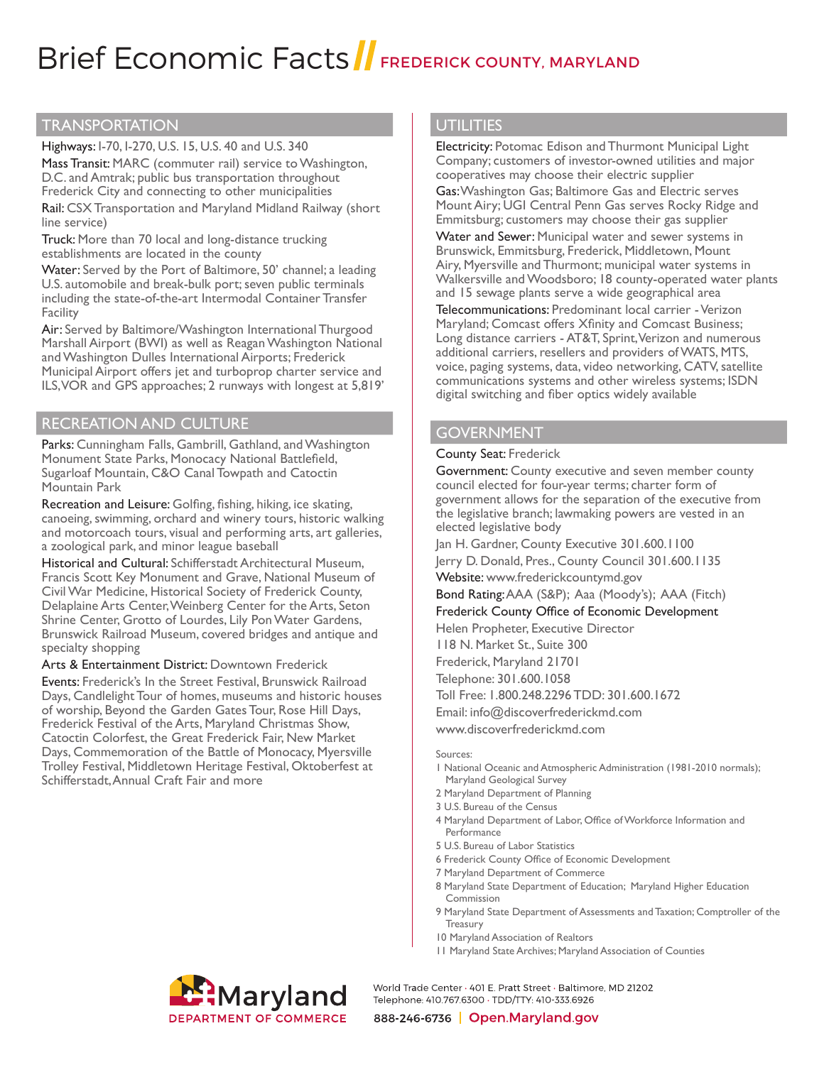# Brief Economic Facts // FREDERICK COUNTY, MARYLAND

## TRANSPORTATION

**Highways:** I-70, I-270, U.S. 15, U.S. 40 and U.S. 340

**Mass Transit:** MARC (commuter rail) service to Washington, D.C. and Amtrak; public bus transportation throughout Frederick City and connecting to other municipalities

**Rail:** CSX Transportation and Maryland Midland Railway (short line service)

**Truck:** More than 70 local and long-distance trucking establishments are located in the county

**Water:** Served by the Port of Baltimore, 50' channel; a leading U.S. automobile and break-bulk port; seven public terminals including the state-of-the-art Intermodal Container Transfer Facility

**Air:** Served by Baltimore/Washington International Thurgood Marshall Airport (BWI) as well as Reagan Washington National and Washington Dulles International Airports; Frederick Municipal Airport offers jet and turboprop charter service and ILS, VOR and GPS approaches; 2 runways with longest at 5,819'

## RECREATION AND CULTURE

**Parks:** Cunningham Falls, Gambrill, Gathland, and Washington Monument State Parks, Monocacy National Battlefield, Sugarloaf Mountain, C&O Canal Towpath and Catoctin Mountain Park

**Recreation and Leisure:** Golfing, fishing, hiking, ice skating, canoeing, swimming, orchard and winery tours, historic walking and motorcoach tours, visual and performing arts, art galleries, a zoological park, and minor league baseball

**Historical and Cultural:** Schifferstadt Architectural Museum, Francis Scott Key Monument and Grave, National Museum of Civil War Medicine, Historical Society of Frederick County, Delaplaine Arts Center, Weinberg Center for the Arts, Seton Shrine Center, Grotto of Lourdes, Lily Pon Water Gardens, Brunswick Railroad Museum, covered bridges and antique and specialty shopping

**Arts & Entertainment District:** Downtown Frederick

**Events:** Frederick's In the Street Festival, Brunswick Railroad Days, Candlelight Tour of homes, museums and historic houses of worship, Beyond the Garden Gates Tour, Rose Hill Days, Frederick Festival of the Arts, Maryland Christmas Show, Catoctin Colorfest, the Great Frederick Fair, New Market Days, Commemoration of the Battle of Monocacy, Myersville Trolley Festival, Middletown Heritage Festival, Oktoberfest at Schifferstadt, Annual Craft Fair and more

## UTILITIES

**Electricity:** Potomac Edison and Thurmont Municipal Light Company; customers of investor-owned utilities and major cooperatives may choose their electric supplier

**Gas:** Washington Gas; Baltimore Gas and Electric serves Mount Airy; UGI Central Penn Gas serves Rocky Ridge and Emmitsburg; customers may choose their gas supplier

**Water and Sewer:** Municipal water and sewer systems in Brunswick, Emmitsburg, Frederick, Middletown, Mount Airy, Myersville and Thurmont; municipal water systems in Walkersville and Woodsboro; 18 county-operated water plants and 15 sewage plants serve a wide geographical area

**Telecommunications:** Predominant local carrier - Verizon Maryland; Comcast offers Xfinity and Comcast Business; Long distance carriers - AT&T, Sprint, Verizon and numerous additional carriers, resellers and providers of WATS, MTS, voice, paging systems, data, video networking, CATV, satellite communications systems and other wireless systems; ISDN digital switching and fiber optics widely available

## GOVERNMENT

**County Seat:** Frederick

**Government:** County executive and seven member county council elected for four-year terms; charter form of government allows for the separation of the executive from the legislative branch; lawmaking powers are vested in an elected legislative body

Jan H. Gardner, County Executive 301.600.1100

Jerry D. Donald, Pres., County Council 301.600.1135

**Website:** www.frederickcountymd.gov

**Bond Rating:** AAA (S&P); Aaa (Moody's); AAA (Fitch)

**Frederick County Office of Economic Development**

Helen Propheter, Executive Director

118 N. Market St., Suite 300

Frederick, Maryland 21701

Telephone: 301.600.1058

Toll Free: 1.800.248.2296 TDD: 301.600.1672

Email: info@discoverfrederickmd.com

www.discoverfrederickmd.com

Sources:

1 National Oceanic and Atmospheric Administration (1981-2010 normals); Maryland Geological Survey
2 Maryland Department of Planning
3 U.S. Bureau of the Census
4 Maryland Department of Labor, Office of Workforce Information and Performance
5 U.S. Bureau of Labor Statistics
6 Frederick County Office of Economic Development
7 Maryland Department of Commerce
8 Maryland State Department of Education; Maryland Higher Education Commission
9 Maryland State Department of Assessments and Taxation; Comptroller of the Treasury
10 Maryland Association of Realtors
11 Maryland State Archives; Maryland Association of Counties

Maryland DEPARTMENT OF COMMERCE

World Trade Center · 401 E. Pratt Street · Baltimore, MD 21202
Telephone: 410.767.6300 · TDD/TTY: 410-333.6926

888-246-6736 | Open.Maryland.gov